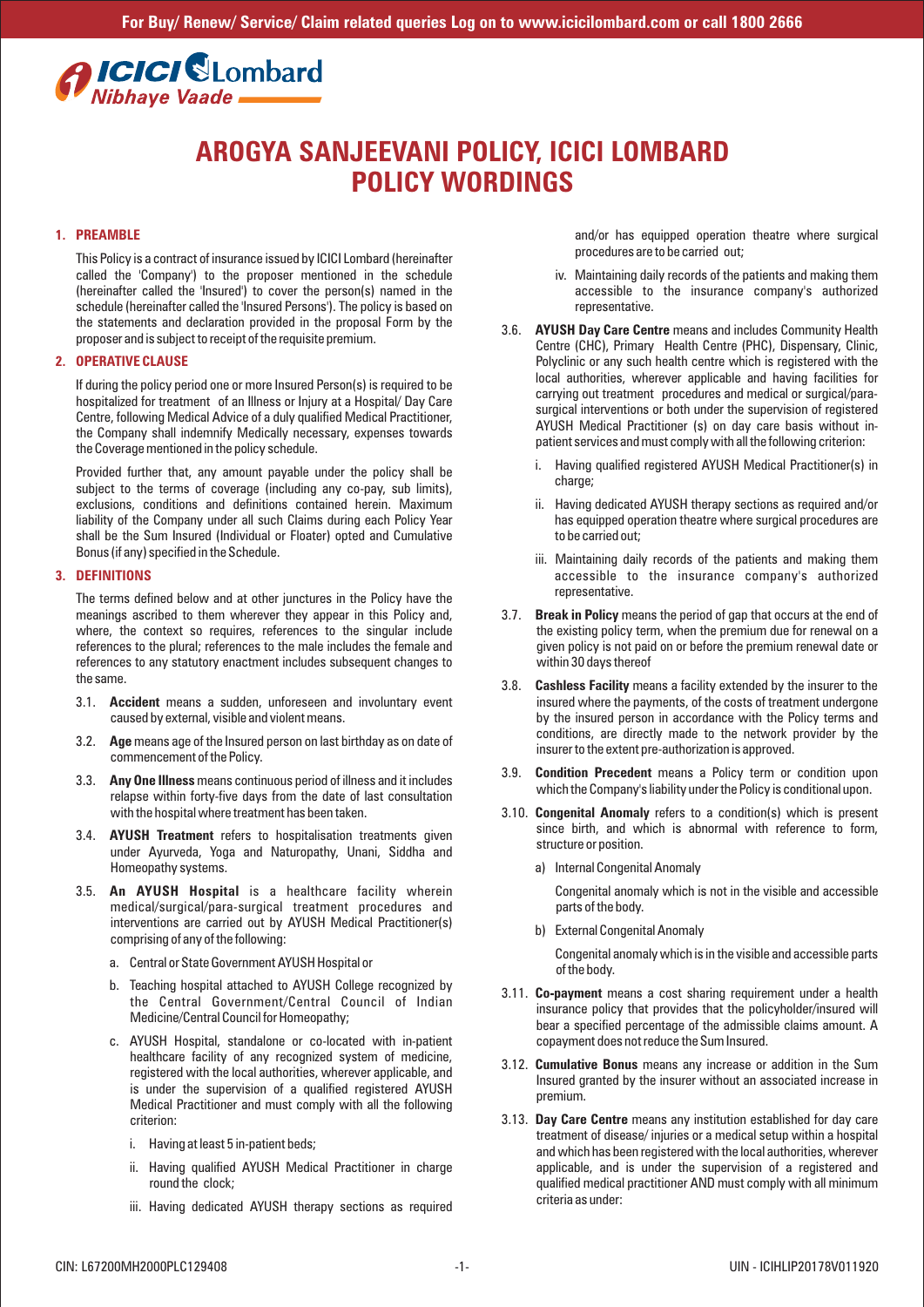# AROGYA SANJEEVANI POLICY, ICICI LOMBARD POLICY WORDINGS

## 1. PREAMBLE

This Policy is a contract of insurance issued by ICICI Lombard (hereinafter called the 'Company') to the proposer mentioned in the schedule (hereinafter called the 'Insured') to cover the person(s) named in the schedule (hereinafter called the 'Insured Persons'). The policy is based on the statements and declaration provided in the proposal Form by the proposer and is subject to receipt of the requisite premium.

## 2. OPERATIVE CLAUSE

If during the policy period one or more Insured Person(s) is required to be hospitalized for treatment of an Illness or Injury at a Hospital/ Day Care Centre, following Medical Advice of a duly qualified Medical Practitioner, the Company shall indemnify Medically necessary, expenses towards the Coverage mentioned in the policy schedule.

Provided further that, any amount payable under the policy shall be subject to the terms of coverage (including any co-pay, sub limits), exclusions, conditions and definitions contained herein. Maximum liability of the Company under all such Claims during each Policy Year shall be the Sum Insured (Individual or Floater) opted and Cumulative Bonus (if any) specified in the Schedule.

## 3. DEFINITIONS

The terms defined below and at other junctures in the Policy have the meanings ascribed to them wherever they appear in this Policy and, where, the context so requires, references to the singular include references to the plural; references to the male includes the female and references to any statutory enactment includes subsequent changes to the same.

3.1. **Accident** means a sudden, unforeseen and involuntary event caused by external, visible and violent means.

3.2. **Age** means age of the Insured person on last birthday as on date of commencement of the Policy.

3.3. **Any One Illness** means continuous period of illness and it includes relapse within forty-five days from the date of last consultation with the hospital where treatment has been taken.

3.4. **AYUSH Treatment** refers to hospitalisation treatments given under Ayurveda, Yoga and Naturopathy, Unani, Siddha and Homeopathy systems.

3.5. **An AYUSH Hospital** is a healthcare facility wherein medical/surgical/para-surgical treatment procedures and interventions are carried out by AYUSH Medical Practitioner(s) comprising of any of the following:

a. Central or State Government AYUSH Hospital or

b. Teaching hospital attached to AYUSH College recognized by the Central Government/Central Council of Indian Medicine/Central Council for Homeopathy;

c. AYUSH Hospital, standalone or co-located with in-patient healthcare facility of any recognized system of medicine, registered with the local authorities, wherever applicable, and is under the supervision of a qualified registered AYUSH Medical Practitioner and must comply with all the following criterion:

i. Having at least 5 in-patient beds;

ii. Having qualified AYUSH Medical Practitioner in charge round the clock;

iii. Having dedicated AYUSH therapy sections as required and/or has equipped operation theatre where surgical procedures are to be carried out;

iv. Maintaining daily records of the patients and making them accessible to the insurance company's authorized representative.

3.6. **AYUSH Day Care Centre** means and includes Community Health Centre (CHC), Primary Health Centre (PHC), Dispensary, Clinic, Polyclinic or any such health centre which is registered with the local authorities, wherever applicable and having facilities for carrying out treatment procedures and medical or surgical/para-surgical interventions or both under the supervision of registered AYUSH Medical Practitioner (s) on day care basis without in-patient services and must comply with all the following criterion:

i. Having qualified registered AYUSH Medical Practitioner(s) in charge;

ii. Having dedicated AYUSH therapy sections as required and/or has equipped operation theatre where surgical procedures are to be carried out;

iii. Maintaining daily records of the patients and making them accessible to the insurance company's authorized representative.

3.7. **Break in Policy** means the period of gap that occurs at the end of the existing policy term, when the premium due for renewal on a given policy is not paid on or before the premium renewal date or within 30 days thereof

3.8. **Cashless Facility** means a facility extended by the insurer to the insured where the payments, of the costs of treatment undergone by the insured person in accordance with the Policy terms and conditions, are directly made to the network provider by the insurer to the extent pre-authorization is approved.

3.9. **Condition Precedent** means a Policy term or condition upon which the Company's liability under the Policy is conditional upon.

3.10. **Congenital Anomaly** refers to a condition(s) which is present since birth, and which is abnormal with reference to form, structure or position.

a) Internal Congenital Anomaly

Congenital anomaly which is not in the visible and accessible parts of the body.

b) External Congenital Anomaly

Congenital anomaly which is in the visible and accessible parts of the body.

3.11. **Co-payment** means a cost sharing requirement under a health insurance policy that provides that the policyholder/insured will bear a specified percentage of the admissible claims amount. A copayment does not reduce the Sum Insured.

3.12. **Cumulative Bonus** means any increase or addition in the Sum Insured granted by the insurer without an associated increase in premium.

3.13. **Day Care Centre** means any institution established for day care treatment of disease/ injuries or a medical setup within a hospital and which has been registered with the local authorities, wherever applicable, and is under the supervision of a registered and qualified medical practitioner AND must comply with all minimum criteria as under: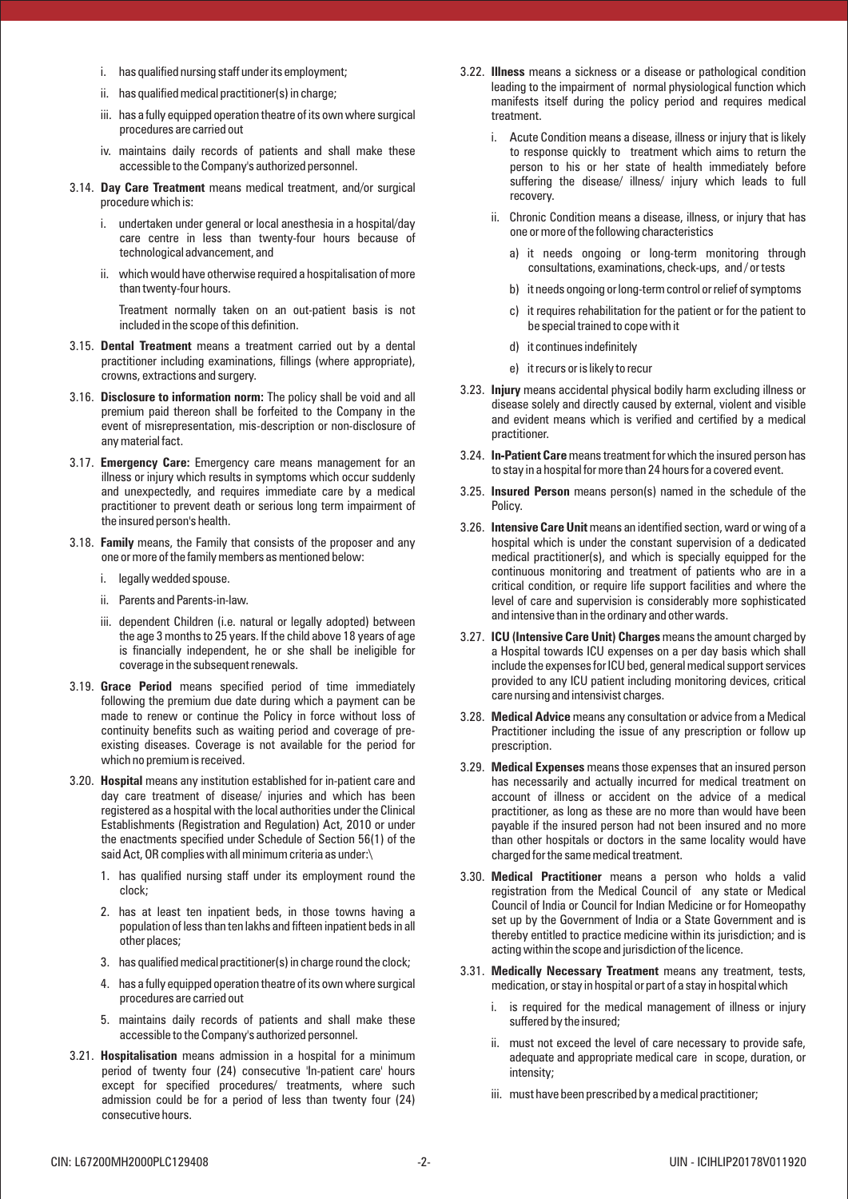i. has qualified nursing staff under its employment;

ii. has qualified medical practitioner(s) in charge;

iii. has a fully equipped operation theatre of its own where surgical procedures are carried out

iv. maintains daily records of patients and shall make these accessible to the Company's authorized personnel.

3.14. **Day Care Treatment** means medical treatment, and/or surgical procedure which is:

i. undertaken under general or local anesthesia in a hospital/day care centre in less than twenty-four hours because of technological advancement, and

ii. which would have otherwise required a hospitalisation of more than twenty-four hours.

Treatment normally taken on an out-patient basis is not included in the scope of this definition.

3.15. **Dental Treatment** means a treatment carried out by a dental practitioner including examinations, fillings (where appropriate), crowns, extractions and surgery.

3.16. **Disclosure to information norm:** The policy shall be void and all premium paid thereon shall be forfeited to the Company in the event of misrepresentation, mis-description or non-disclosure of any material fact.

3.17. **Emergency Care:** Emergency care means management for an illness or injury which results in symptoms which occur suddenly and unexpectedly, and requires immediate care by a medical practitioner to prevent death or serious long term impairment of the insured person's health.

3.18. **Family** means, the Family that consists of the proposer and any one or more of the family members as mentioned below:

i. legally wedded spouse.

ii. Parents and Parents-in-law.

iii. dependent Children (i.e. natural or legally adopted) between the age 3 months to 25 years. If the child above 18 years of age is financially independent, he or she shall be ineligible for coverage in the subsequent renewals.

3.19. **Grace Period** means specified period of time immediately following the premium due date during which a payment can be made to renew or continue the Policy in force without loss of continuity benefits such as waiting period and coverage of pre-existing diseases. Coverage is not available for the period for which no premium is received.

3.20. **Hospital** means any institution established for in-patient care and day care treatment of disease/ injuries and which has been registered as a hospital with the local authorities under the Clinical Establishments (Registration and Regulation) Act, 2010 or under the enactments specified under Schedule of Section 56(1) of the said Act, OR complies with all minimum criteria as under:\

1. has qualified nursing staff under its employment round the clock;

2. has at least ten inpatient beds, in those towns having a population of less than ten lakhs and fifteen inpatient beds in all other places;

3. has qualified medical practitioner(s) in charge round the clock;

4. has a fully equipped operation theatre of its own where surgical procedures are carried out

5. maintains daily records of patients and shall make these accessible to the Company's authorized personnel.

3.21. **Hospitalisation** means admission in a hospital for a minimum period of twenty four (24) consecutive 'In-patient care' hours except for specified procedures/ treatments, where such admission could be for a period of less than twenty four (24) consecutive hours.

3.22. **Illness** means a sickness or a disease or pathological condition leading to the impairment of normal physiological function which manifests itself during the policy period and requires medical treatment.

i. Acute Condition means a disease, illness or injury that is likely to response quickly to treatment which aims to return the person to his or her state of health immediately before suffering the disease/ illness/ injury which leads to full recovery.

ii. Chronic Condition means a disease, illness, or injury that has one or more of the following characteristics

a) it needs ongoing or long-term monitoring through consultations, examinations, check-ups, and / or tests

b) it needs ongoing or long-term control or relief of symptoms

c) it requires rehabilitation for the patient or for the patient to be special trained to cope with it

d) it continues indefinitely

e) it recurs or is likely to recur

3.23. **Injury** means accidental physical bodily harm excluding illness or disease solely and directly caused by external, violent and visible and evident means which is verified and certified by a medical practitioner.

3.24. **In-Patient Care** means treatment for which the insured person has to stay in a hospital for more than 24 hours for a covered event.

3.25. **Insured Person** means person(s) named in the schedule of the Policy.

3.26. **Intensive Care Unit** means an identified section, ward or wing of a hospital which is under the constant supervision of a dedicated medical practitioner(s), and which is specially equipped for the continuous monitoring and treatment of patients who are in a critical condition, or require life support facilities and where the level of care and supervision is considerably more sophisticated and intensive than in the ordinary and other wards.

3.27. **ICU (Intensive Care Unit) Charges** means the amount charged by a Hospital towards ICU expenses on a per day basis which shall include the expenses for ICU bed, general medical support services provided to any ICU patient including monitoring devices, critical care nursing and intensivist charges.

3.28. **Medical Advice** means any consultation or advice from a Medical Practitioner including the issue of any prescription or follow up prescription.

3.29. **Medical Expenses** means those expenses that an insured person has necessarily and actually incurred for medical treatment on account of illness or accident on the advice of a medical practitioner, as long as these are no more than would have been payable if the insured person had not been insured and no more than other hospitals or doctors in the same locality would have charged for the same medical treatment.

3.30. **Medical Practitioner** means a person who holds a valid registration from the Medical Council of any state or Medical Council of India or Council for Indian Medicine or for Homeopathy set up by the Government of India or a State Government and is thereby entitled to practice medicine within its jurisdiction; and is acting within the scope and jurisdiction of the licence.

3.31. **Medically Necessary Treatment** means any treatment, tests, medication, or stay in hospital or part of a stay in hospital which

i. is required for the medical management of illness or injury suffered by the insured;

ii. must not exceed the level of care necessary to provide safe, adequate and appropriate medical care in scope, duration, or intensity;

iii. must have been prescribed by a medical practitioner;

CIN: L67200MH2000PLC129408 UIN - ICIHLIP20178V011920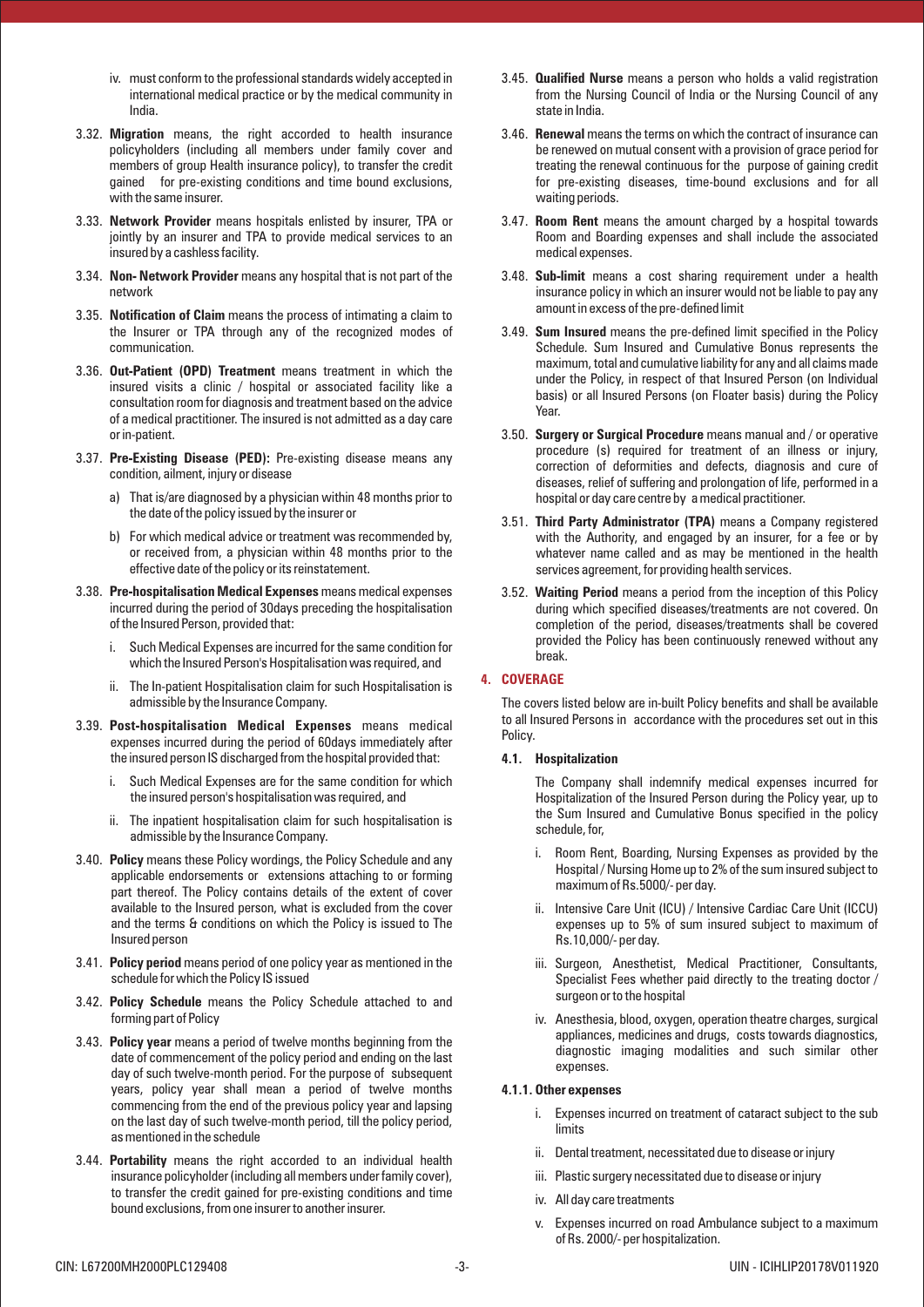iv. must conform to the professional standards widely accepted in international medical practice or by the medical community in India.

3.32. **Migration** means, the right accorded to health insurance policyholders (including all members under family cover and members of group Health insurance policy), to transfer the credit gained for pre-existing conditions and time bound exclusions, with the same insurer.

3.33. **Network Provider** means hospitals enlisted by insurer, TPA or jointly by an insurer and TPA to provide medical services to an insured by a cashless facility.

3.34. **Non- Network Provider** means any hospital that is not part of the network

3.35. **Notification of Claim** means the process of intimating a claim to the Insurer or TPA through any of the recognized modes of communication.

3.36. **Out-Patient (OPD) Treatment** means treatment in which the insured visits a clinic / hospital or associated facility like a consultation room for diagnosis and treatment based on the advice of a medical practitioner. The insured is not admitted as a day care or in-patient.

3.37. **Pre-Existing Disease (PED):** Pre-existing disease means any condition, ailment, injury or disease

a) That is/are diagnosed by a physician within 48 months prior to the date of the policy issued by the insurer or

b) For which medical advice or treatment was recommended by, or received from, a physician within 48 months prior to the effective date of the policy or its reinstatement.

3.38. **Pre-hospitalisation Medical Expenses** means medical expenses incurred during the period of 30days preceding the hospitalisation of the Insured Person, provided that:

i. Such Medical Expenses are incurred for the same condition for which the Insured Person's Hospitalisation was required, and

ii. The In-patient Hospitalisation claim for such Hospitalisation is admissible by the Insurance Company.

3.39. **Post-hospitalisation Medical Expenses** means medical expenses incurred during the period of 60days immediately after the insured person IS discharged from the hospital provided that:

i. Such Medical Expenses are for the same condition for which the insured person's hospitalisation was required, and

ii. The inpatient hospitalisation claim for such hospitalisation is admissible by the Insurance Company.

3.40. **Policy** means these Policy wordings, the Policy Schedule and any applicable endorsements or extensions attaching to or forming part thereof. The Policy contains details of the extent of cover available to the Insured person, what is excluded from the cover and the terms & conditions on which the Policy is issued to The Insured person

3.41. **Policy period** means period of one policy year as mentioned in the schedule for which the Policy IS issued

3.42. **Policy Schedule** means the Policy Schedule attached to and forming part of Policy

3.43. **Policy year** means a period of twelve months beginning from the date of commencement of the policy period and ending on the last day of such twelve-month period. For the purpose of subsequent years, policy year shall mean a period of twelve months commencing from the end of the previous policy year and lapsing on the last day of such twelve-month period, till the policy period, as mentioned in the schedule

3.44. **Portability** means the right accorded to an individual health insurance policyholder (including all members under family cover), to transfer the credit gained for pre-existing conditions and time bound exclusions, from one insurer to another insurer.

3.45. **Qualified Nurse** means a person who holds a valid registration from the Nursing Council of India or the Nursing Council of any state in India.

3.46. **Renewal** means the terms on which the contract of insurance can be renewed on mutual consent with a provision of grace period for treating the renewal continuous for the purpose of gaining credit for pre-existing diseases, time-bound exclusions and for all waiting periods.

3.47. **Room Rent** means the amount charged by a hospital towards Room and Boarding expenses and shall include the associated medical expenses.

3.48. **Sub-limit** means a cost sharing requirement under a health insurance policy in which an insurer would not be liable to pay any amount in excess of the pre-defined limit

3.49. **Sum Insured** means the pre-defined limit specified in the Policy Schedule. Sum Insured and Cumulative Bonus represents the maximum, total and cumulative liability for any and all claims made under the Policy, in respect of that Insured Person (on Individual basis) or all Insured Persons (on Floater basis) during the Policy Year.

3.50. **Surgery or Surgical Procedure** means manual and / or operative procedure (s) required for treatment of an illness or injury, correction of deformities and defects, diagnosis and cure of diseases, relief of suffering and prolongation of life, performed in a hospital or day care centre by a medical practitioner.

3.51. **Third Party Administrator (TPA)** means a Company registered with the Authority, and engaged by an insurer, for a fee or by whatever name called and as may be mentioned in the health services agreement, for providing health services.

3.52. **Waiting Period** means a period from the inception of this Policy during which specified diseases/treatments are not covered. On completion of the period, diseases/treatments shall be covered provided the Policy has been continuously renewed without any break.

## 4. COVERAGE

The covers listed below are in-built Policy benefits and shall be available to all Insured Persons in accordance with the procedures set out in this Policy.

### 4.1. Hospitalization

The Company shall indemnify medical expenses incurred for Hospitalization of the Insured Person during the Policy year, up to the Sum Insured and Cumulative Bonus specified in the policy schedule, for,

i. Room Rent, Boarding, Nursing Expenses as provided by the Hospital / Nursing Home up to 2% of the sum insured subject to maximum of Rs.5000/- per day.

ii. Intensive Care Unit (ICU) / Intensive Cardiac Care Unit (ICCU) expenses up to 5% of sum insured subject to maximum of Rs.10,000/- per day.

iii. Surgeon, Anesthetist, Medical Practitioner, Consultants, Specialist Fees whether paid directly to the treating doctor / surgeon or to the hospital

iv. Anesthesia, blood, oxygen, operation theatre charges, surgical appliances, medicines and drugs, costs towards diagnostics, diagnostic imaging modalities and such similar other expenses.

#### 4.1.1. Other expenses

i. Expenses incurred on treatment of cataract subject to the sub limits

ii. Dental treatment, necessitated due to disease or injury

iii. Plastic surgery necessitated due to disease or injury

iv. All day care treatments

v. Expenses incurred on road Ambulance subject to a maximum of Rs. 2000/- per hospitalization.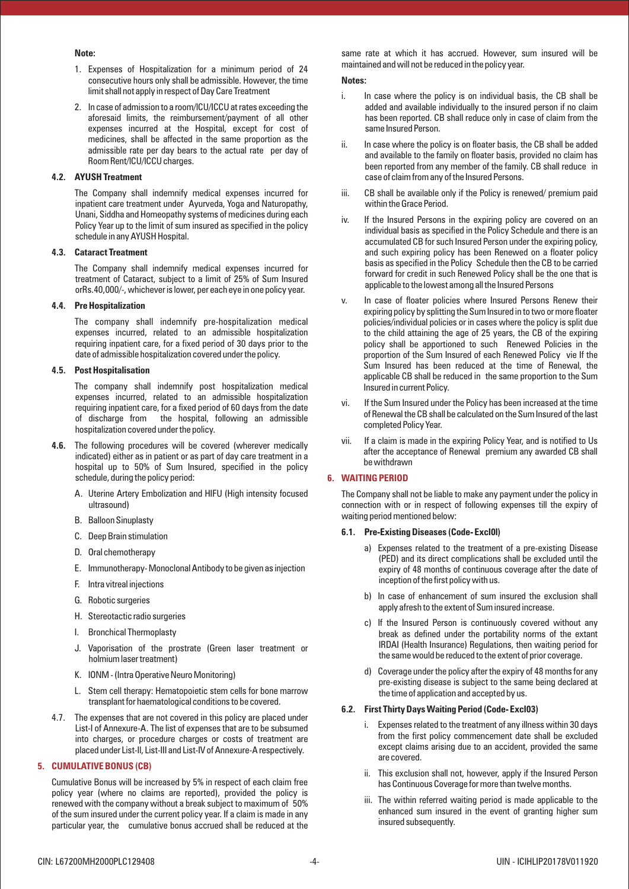**Note:**

1. Expenses of Hospitalization for a minimum period of 24 consecutive hours only shall be admissible. However, the time limit shall not apply in respect of Day Care Treatment
2. In case of admission to a room/ICU/ICCU at rates exceeding the aforesaid limits, the reimbursement/payment of all other expenses incurred at the Hospital, except for cost of medicines, shall be affected in the same proportion as the admissible rate per day bears to the actual rate per day of Room Rent/ICU/ICCU charges.

### 4.2. AYUSH Treatment

The Company shall indemnify medical expenses incurred for inpatient care treatment under Ayurveda, Yoga and Naturopathy, Unani, Siddha and Homeopathy systems of medicines during each Policy Year up to the limit of sum insured as specified in the policy schedule in any AYUSH Hospital.

### 4.3. Cataract Treatment

The Company shall indemnify medical expenses incurred for treatment of Cataract, subject to a limit of 25% of Sum Insured orRs.40,000/-, whichever is lower, per each eye in one policy year.

### 4.4. Pre Hospitalization

The company shall indemnify pre-hospitalization medical expenses incurred, related to an admissible hospitalization requiring inpatient care, for a fixed period of 30 days prior to the date of admissible hospitalization covered under the policy.

### 4.5. Post Hospitalisation

The company shall indemnify post hospitalization medical expenses incurred, related to an admissible hospitalization requiring inpatient care, for a fixed period of 60 days from the date of discharge from the hospital, following an admissible hospitalization covered under the policy.

**4.6.** The following procedures will be covered (wherever medically indicated) either as in patient or as part of day care treatment in a hospital up to 50% of Sum Insured, specified in the policy schedule, during the policy period:

A. Uterine Artery Embolization and HIFU (High intensity focused ultrasound)

B. Balloon Sinuplasty

C. Deep Brain stimulation

D. Oral chemotherapy

E. Immunotherapy- Monoclonal Antibody to be given as injection

F. Intra vitreal injections

G. Robotic surgeries

H. Stereotactic radio surgeries

I. Bronchical Thermoplasty

J. Vaporisation of the prostrate (Green laser treatment or holmium laser treatment)

K. IONM - (Intra Operative Neuro Monitoring)

L. Stem cell therapy: Hematopoietic stem cells for bone marrow transplant for haematological conditions to be covered.

4.7. The expenses that are not covered in this policy are placed under List-I of Annexure-A. The list of expenses that are to be subsumed into charges, or procedure charges or costs of treatment are placed under List-II, List-III and List-IV of Annexure-A respectively.

## 5. CUMULATIVE BONUS (CB)

Cumulative Bonus will be increased by 5% in respect of each claim free policy year (where no claims are reported), provided the policy is renewed with the company without a break subject to maximum of 50% of the sum insured under the current policy year. If a claim is made in any particular year, the cumulative bonus accrued shall be reduced at the same rate at which it has accrued. However, sum insured will be maintained and will not be reduced in the policy year.

**Notes:**

i. In case where the policy is on individual basis, the CB shall be added and available individually to the insured person if no claim has been reported. CB shall reduce only in case of claim from the same Insured Person.

ii. In case where the policy is on floater basis, the CB shall be added and available to the family on floater basis, provided no claim has been reported from any member of the family. CB shall reduce in case of claim from any of the Insured Persons.

iii. CB shall be available only if the Policy is renewed/ premium paid within the Grace Period.

iv. If the Insured Persons in the expiring policy are covered on an individual basis as specified in the Policy Schedule and there is an accumulated CB for such Insured Person under the expiring policy, and such expiring policy has been Renewed on a floater policy basis as specified in the Policy Schedule then the CB to be carried forward for credit in such Renewed Policy shall be the one that is applicable to the lowest among all the Insured Persons

v. In case of floater policies where Insured Persons Renew their expiring policy by splitting the Sum Insured in to two or more floater policies/individual policies or in cases where the policy is split due to the child attaining the age of 25 years, the CB of the expiring policy shall be apportioned to such Renewed Policies in the proportion of the Sum Insured of each Renewed Policy vie If the Sum Insured has been reduced at the time of Renewal, the applicable CB shall be reduced in the same proportion to the Sum Insured in current Policy.

vi. If the Sum Insured under the Policy has been increased at the time of Renewal the CB shall be calculated on the Sum Insured of the last completed Policy Year.

vii. If a claim is made in the expiring Policy Year, and is notified to Us after the acceptance of Renewal premium any awarded CB shall be withdrawn

## 6. WAITING PERIOD

The Company shall not be liable to make any payment under the policy in connection with or in respect of following expenses till the expiry of waiting period mentioned below:

### 6.1. Pre-Existing Diseases (Code- Excl0l)

a) Expenses related to the treatment of a pre-existing Disease (PED) and its direct complications shall be excluded until the expiry of 48 months of continuous coverage after the date of inception of the first policy with us.

b) In case of enhancement of sum insured the exclusion shall apply afresh to the extent of Sum insured increase.

c) If the Insured Person is continuously covered without any break as defined under the portability norms of the extant IRDAI (Health Insurance) Regulations, then waiting period for the same would be reduced to the extent of prior coverage.

d) Coverage under the policy after the expiry of 48 months for any pre-existing disease is subject to the same being declared at the time of application and accepted by us.

### 6.2. First Thirty Days Waiting Period (Code- Excl03)

i. Expenses related to the treatment of any illness within 30 days from the first policy commencement date shall be excluded except claims arising due to an accident, provided the same are covered.

ii. This exclusion shall not, however, apply if the Insured Person has Continuous Coverage for more than twelve months.

iii. The within referred waiting period is made applicable to the enhanced sum insured in the event of granting higher sum insured subsequently.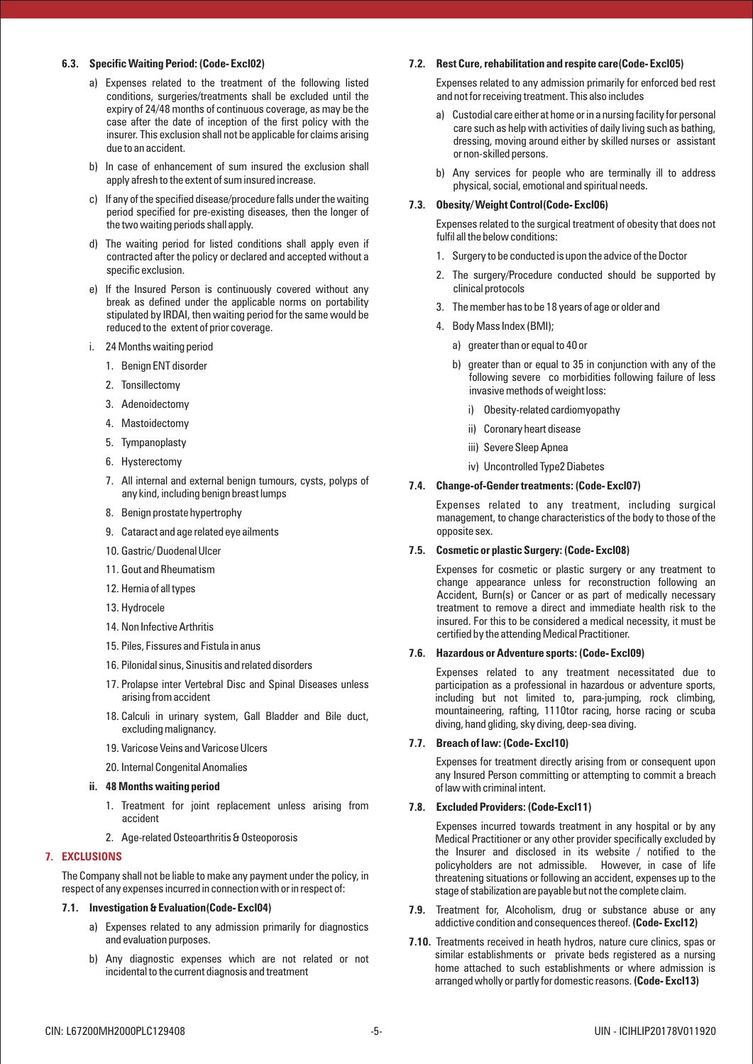### 6.3. Specific Waiting Period: (Code- Excl02)

a) Expenses related to the treatment of the following listed conditions, surgeries/treatments shall be excluded until the expiry of 24/48 months of continuous coverage, as may be the case after the date of inception of the first policy with the insurer. This exclusion shall not be applicable for claims arising due to an accident.

b) In case of enhancement of sum insured the exclusion shall apply afresh to the extent of sum insured increase.

c) If any of the specified disease/procedure falls under the waiting period specified for pre-existing diseases, then the longer of the two waiting periods shall apply.

d) The waiting period for listed conditions shall apply even if contracted after the policy or declared and accepted without a specific exclusion.

e) If the Insured Person is continuously covered without any break as defined under the applicable norms on portability stipulated by IRDAI, then waiting period for the same would be reduced to the extent of prior coverage.

i. 24 Months waiting period

1. Benign ENT disorder
2. Tonsillectomy
3. Adenoidectomy
4. Mastoidectomy
5. Tympanoplasty
6. Hysterectomy
7. All internal and external benign tumours, cysts, polyps of any kind, including benign breast lumps
8. Benign prostate hypertrophy
9. Cataract and age related eye ailments
10. Gastric/ Duodenal Ulcer
11. Gout and Rheumatism
12. Hernia of all types
13. Hydrocele
14. Non Infective Arthritis
15. Piles, Fissures and Fistula in anus
16. Pilonidal sinus, Sinusitis and related disorders
17. Prolapse inter Vertebral Disc and Spinal Diseases unless arising from accident
18. Calculi in urinary system, Gall Bladder and Bile duct, excluding malignancy.
19. Varicose Veins and Varicose Ulcers
20. Internal Congenital Anomalies

**ii. 48 Months waiting period**

1. Treatment for joint replacement unless arising from accident
2. Age-related Osteoarthritis & Osteoporosis

## 7. EXCLUSIONS

The Company shall not be liable to make any payment under the policy, in respect of any expenses incurred in connection with or in respect of:

### 7.1. Investigation & Evaluation(Code- Excl04)

a) Expenses related to any admission primarily for diagnostics and evaluation purposes.

b) Any diagnostic expenses which are not related or not incidental to the current diagnosis and treatment

### 7.2. Rest Cure, rehabilitation and respite care(Code- Excl05)

Expenses related to any admission primarily for enforced bed rest and not for receiving treatment. This also includes

a) Custodial care either at home or in a nursing facility for personal care such as help with activities of daily living such as bathing, dressing, moving around either by skilled nurses or assistant or non-skilled persons.

b) Any services for people who are terminally ill to address physical, social, emotional and spiritual needs.

### 7.3. Obesity/ Weight Control(Code- Excl06)

Expenses related to the surgical treatment of obesity that does not fulfil all the below conditions:

1. Surgery to be conducted is upon the advice of the Doctor
2. The surgery/Procedure conducted should be supported by clinical protocols
3. The member has to be 18 years of age or older and
4. Body Mass Index (BMI);
   a) greater than or equal to 40 or
   b) greater than or equal to 35 in conjunction with any of the following severe co morbidities following failure of less invasive methods of weight loss:
      i) Obesity-related cardiomyopathy
      ii) Coronary heart disease
      iii) Severe Sleep Apnea
      iv) Uncontrolled Type2 Diabetes

### 7.4. Change-of-Gender treatments: (Code- Excl07)

Expenses related to any treatment, including surgical management, to change characteristics of the body to those of the opposite sex.

### 7.5. Cosmetic or plastic Surgery: (Code- Excl08)

Expenses for cosmetic or plastic surgery or any treatment to change appearance unless for reconstruction following an Accident, Burn(s) or Cancer or as part of medically necessary treatment to remove a direct and immediate health risk to the insured. For this to be considered a medical necessity, it must be certified by the attending Medical Practitioner.

### 7.6. Hazardous or Adventure sports: (Code- Excl09)

Expenses related to any treatment necessitated due to participation as a professional in hazardous or adventure sports, including but not limited to, para-jumping, rock climbing, mountaineering, rafting, 1110tor racing, horse racing or scuba diving, hand gliding, sky diving, deep-sea diving.

### 7.7. Breach of law: (Code- Excl10)

Expenses for treatment directly arising from or consequent upon any Insured Person committing or attempting to commit a breach of law with criminal intent.

### 7.8. Excluded Providers: (Code-Excl11)

Expenses incurred towards treatment in any hospital or by any Medical Practitioner or any other provider specifically excluded by the Insurer and disclosed in its website / notified to the policyholders are not admissible. However, in case of life threatening situations or following an accident, expenses up to the stage of stabilization are payable but not the complete claim.

**7.9.** Treatment for, Alcoholism, drug or substance abuse or any addictive condition and consequences thereof. **(Code- Excl12)**

**7.10.** Treatments received in heath hydros, nature cure clinics, spas or similar establishments or private beds registered as a nursing home attached to such establishments or where admission is arranged wholly or partly for domestic reasons. **(Code- Excl13)**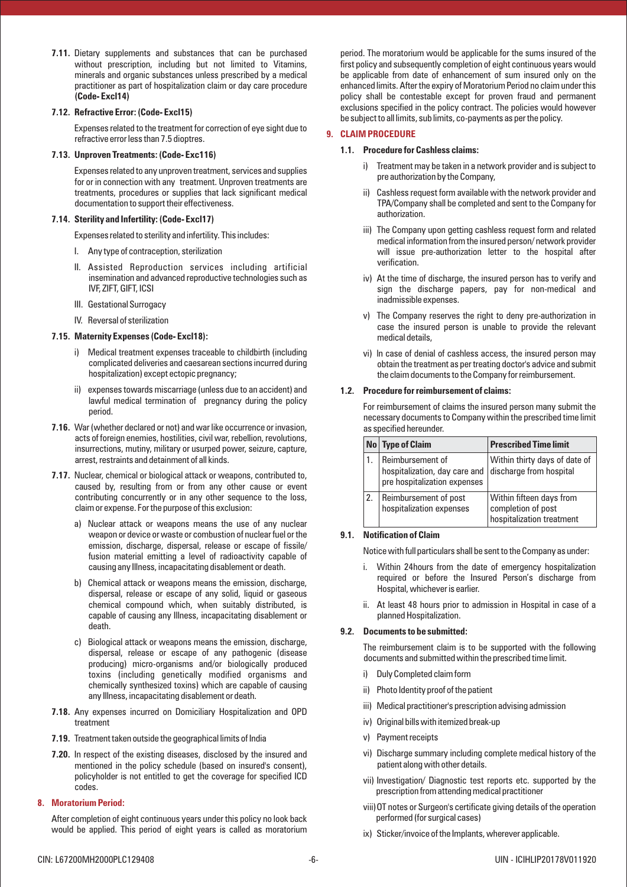**7.11.** Dietary supplements and substances that can be purchased without prescription, including but not limited to Vitamins, minerals and organic substances unless prescribed by a medical practitioner as part of hospitalization claim or day care procedure **(Code- Excl14)**

**7.12. Refractive Error: (Code- Excl15)**

Expenses related to the treatment for correction of eye sight due to refractive error less than 7.5 dioptres.

**7.13. Unproven Treatments: (Code- Exc116)**

Expenses related to any unproven treatment, services and supplies for or in connection with any treatment. Unproven treatments are treatments, procedures or supplies that lack significant medical documentation to support their effectiveness.

**7.14. Sterility and Infertility: (Code- Excl17)**

Expenses related to sterility and infertility. This includes:

- I. Any type of contraception, sterilization
- II. Assisted Reproduction services including artificial insemination and advanced reproductive technologies such as IVF, ZIFT, GIFT, ICSI
- III. Gestational Surrogacy
- IV. Reversal of sterilization

**7.15. Maternity Expenses (Code- Excl18):**

- i) Medical treatment expenses traceable to childbirth (including complicated deliveries and caesarean sections incurred during hospitalization) except ectopic pregnancy;
- ii) expenses towards miscarriage (unless due to an accident) and lawful medical termination of pregnancy during the policy period.

**7.16.** War (whether declared or not) and war like occurrence or invasion, acts of foreign enemies, hostilities, civil war, rebellion, revolutions, insurrections, mutiny, military or usurped power, seizure, capture, arrest, restraints and detainment of all kinds.

**7.17.** Nuclear, chemical or biological attack or weapons, contributed to, caused by, resulting from or from any other cause or event contributing concurrently or in any other sequence to the loss, claim or expense. For the purpose of this exclusion:

- a) Nuclear attack or weapons means the use of any nuclear weapon or device or waste or combustion of nuclear fuel or the emission, discharge, dispersal, release or escape of fissile/ fusion material emitting a level of radioactivity capable of causing any Illness, incapacitating disablement or death.
- b) Chemical attack or weapons means the emission, discharge, dispersal, release or escape of any solid, liquid or gaseous chemical compound which, when suitably distributed, is capable of causing any Illness, incapacitating disablement or death.
- c) Biological attack or weapons means the emission, discharge, dispersal, release or escape of any pathogenic (disease producing) micro-organisms and/or biologically produced toxins (including genetically modified organisms and chemically synthesized toxins) which are capable of causing any Illness, incapacitating disablement or death.

**7.18.** Any expenses incurred on Domiciliary Hospitalization and OPD treatment

**7.19.** Treatment taken outside the geographical limits of India

**7.20.** In respect of the existing diseases, disclosed by the insured and mentioned in the policy schedule (based on insured's consent), policyholder is not entitled to get the coverage for specified ICD codes.

## 8. Moratorium Period:

After completion of eight continuous years under this policy no look back would be applied. This period of eight years is called as moratorium period. The moratorium would be applicable for the sums insured of the first policy and subsequently completion of eight continuous years would be applicable from date of enhancement of sum insured only on the enhanced limits. After the expiry of Moratorium Period no claim under this policy shall be contestable except for proven fraud and permanent exclusions specified in the policy contract. The policies would however be subject to all limits, sub limits, co-payments as per the policy.

## 9. CLAIM PROCEDURE

**1.1. Procedure for Cashless claims:**

- i) Treatment may be taken in a network provider and is subject to pre authorization by the Company,
- ii) Cashless request form available with the network provider and TPA/Company shall be completed and sent to the Company for authorization.
- iii) The Company upon getting cashless request form and related medical information from the insured person/ network provider will issue pre-authorization letter to the hospital after verification.
- iv) At the time of discharge, the insured person has to verify and sign the discharge papers, pay for non-medical and inadmissible expenses.
- v) The Company reserves the right to deny pre-authorization in case the insured person is unable to provide the relevant medical details,
- vi) In case of denial of cashless access, the insured person may obtain the treatment as per treating doctor's advice and submit the claim documents to the Company for reimbursement.

**1.2. Procedure for reimbursement of claims:**

For reimbursement of claims the insured person many submit the necessary documents to Company within the prescribed time limit as specified hereunder.

| No | Type of Claim | Prescribed Time limit |
|---|---|---|
| 1. | Reimbursement of hospitalization, day care and pre hospitalization expenses | Within thirty days of date of discharge from hospital |
| 2. | Reimbursement of post hospitalization expenses | Within fifteen days from completion of post hospitalization treatment |

**9.1. Notification of Claim**

Notice with full particulars shall be sent to the Company as under:

- i. Within 24hours from the date of emergency hospitalization required or before the Insured Person's discharge from Hospital, whichever is earlier.
- ii. At least 48 hours prior to admission in Hospital in case of a planned Hospitalization.

**9.2. Documents to be submitted:**

The reimbursement claim is to be supported with the following documents and submitted within the prescribed time limit.

- i) Duly Completed claim form
- ii) Photo Identity proof of the patient
- iii) Medical practitioner's prescription advising admission
- iv) Original bills with itemized break-up
- v) Payment receipts
- vi) Discharge summary including complete medical history of the patient along with other details.
- vii) Investigation/ Diagnostic test reports etc. supported by the prescription from attending medical practitioner
- viii) OT notes or Surgeon's certificate giving details of the operation performed (for surgical cases)
- ix) Sticker/invoice of the Implants, wherever applicable.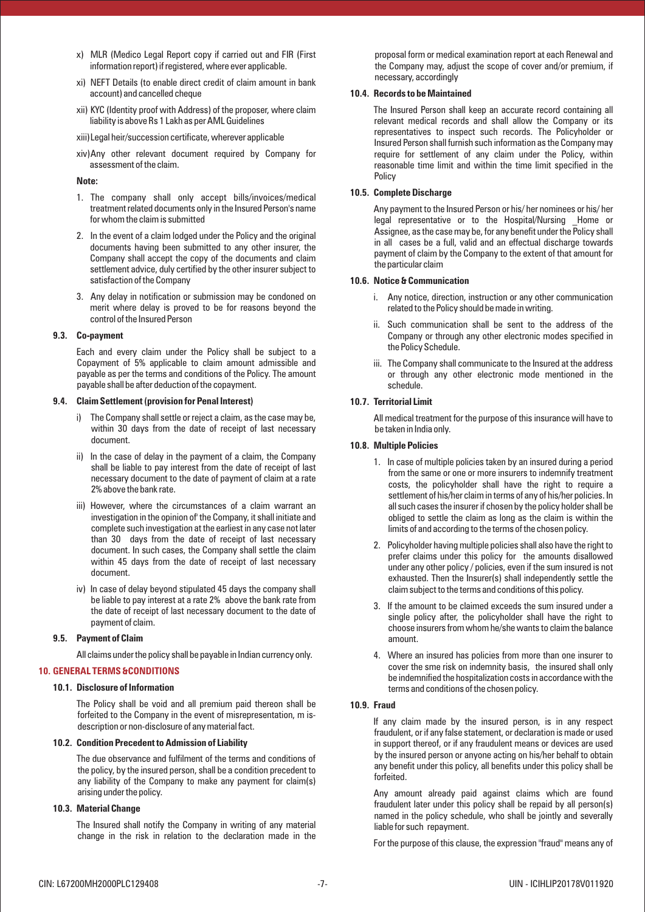x) MLR (Medico Legal Report copy if carried out and FIR (First information report) if registered, where ever applicable.

xi) NEFT Details (to enable direct credit of claim amount in bank account) and cancelled cheque

xii) KYC (Identity proof with Address) of the proposer, where claim liability is above Rs 1 Lakh as per AML Guidelines

xiii) Legal heir/succession certificate, wherever applicable

xiv) Any other relevant document required by Company for assessment of the claim.

**Note:**

1. The company shall only accept bills/invoices/medical treatment related documents only in the Insured Person's name for whom the claim is submitted
2. In the event of a claim lodged under the Policy and the original documents having been submitted to any other insurer, the Company shall accept the copy of the documents and claim settlement advice, duly certified by the other insurer subject to satisfaction of the Company
3. Any delay in notification or submission may be condoned on merit where delay is proved to be for reasons beyond the control of the Insured Person

### 9.3. Co-payment

Each and every claim under the Policy shall be subject to a Copayment of 5% applicable to claim amount admissible and payable as per the terms and conditions of the Policy. The amount payable shall be after deduction of the copayment.

### 9.4. Claim Settlement (provision for Penal Interest)

i) The Company shall settle or reject a claim, as the case may be, within 30 days from the date of receipt of last necessary document.

ii) In the case of delay in the payment of a claim, the Company shall be liable to pay interest from the date of receipt of last necessary document to the date of payment of claim at a rate 2% above the bank rate.

iii) However, where the circumstances of a claim warrant an investigation in the opinion of' the Company, it shall initiate and complete such investigation at the earliest in any case not later than 30 days from the date of receipt of last necessary document. In such cases, the Company shall settle the claim within 45 days from the date of receipt of last necessary document.

iv) In case of delay beyond stipulated 45 days the company shall be liable to pay interest at a rate 2% above the bank rate from the date of receipt of last necessary document to the date of payment of claim.

### 9.5. Payment of Claim

All claims under the policy shall be payable in Indian currency only.

## 10. GENERAL TERMS &CONDITIONS

### 10.1. Disclosure of Information

The Policy shall be void and all premium paid thereon shall be forfeited to the Company in the event of misrepresentation, m is-description or non-disclosure of any material fact.

### 10.2. Condition Precedent to Admission of Liability

The due observance and fulfilment of the terms and conditions of the policy, by the insured person, shall be a condition precedent to any liability of the Company to make any payment for claim(s) arising under the policy.

### 10.3. Material Change

The Insured shall notify the Company in writing of any material change in the risk in relation to the declaration made in the proposal form or medical examination report at each Renewal and the Company may, adjust the scope of cover and/or premium, if necessary, accordingly

### 10.4. Records to be Maintained

The Insured Person shall keep an accurate record containing all relevant medical records and shall allow the Company or its representatives to inspect such records. The Policyholder or Insured Person shall furnish such information as the Company may require for settlement of any claim under the Policy, within reasonable time limit and within the time limit specified in the Policy

### 10.5. Complete Discharge

Any payment to the Insured Person or his/ her nominees or his/ her legal representative or to the Hospital/Nursing _Home or Assignee, as the case may be, for any benefit under the Policy shall in all cases be a full, valid and an effectual discharge towards payment of claim by the Company to the extent of that amount for the particular claim

### 10.6. Notice & Communication

i. Any notice, direction, instruction or any other communication related to the Policy should be made in writing.

ii. Such communication shall be sent to the address of the Company or through any other electronic modes specified in the Policy Schedule.

iii. The Company shall communicate to the Insured at the address or through any other electronic mode mentioned in the schedule.

### 10.7. Territorial Limit

All medical treatment for the purpose of this insurance will have to be taken in India only.

### 10.8. Multiple Policies

1. In case of multiple policies taken by an insured during a period from the same or one or more insurers to indemnify treatment costs, the policyholder shall have the right to require a settlement of his/her claim in terms of any of his/her policies. In all such cases the insurer if chosen by the policy holder shall be obliged to settle the claim as long as the claim is within the limits of and according to the terms of the chosen policy.
2. Policyholder having multiple policies shall also have the right to prefer claims under this policy for the amounts disallowed under any other policy / policies, even if the sum insured is not exhausted. Then the Insurer(s) shall independently settle the claim subject to the terms and conditions of this policy.
3. If the amount to be claimed exceeds the sum insured under a single policy after, the policyholder shall have the right to choose insurers from whom he/she wants to claim the balance amount.
4. Where an insured has policies from more than one insurer to cover the sme risk on indemnity basis, the insured shall only be indemnified the hospitalization costs in accordance with the terms and conditions of the chosen policy.

### 10.9. Fraud

If any claim made by the insured person, is in any respect fraudulent, or if any false statement, or declaration is made or used in support thereof, or if any fraudulent means or devices are used by the insured person or anyone acting on his/her behalf to obtain any benefit under this policy, all benefits under this policy shall be forfeited.

Any amount already paid against claims which are found fraudulent later under this policy shall be repaid by all person(s) named in the policy schedule, who shall be jointly and severally liable for such repayment.

For the purpose of this clause, the expression "fraud" means any of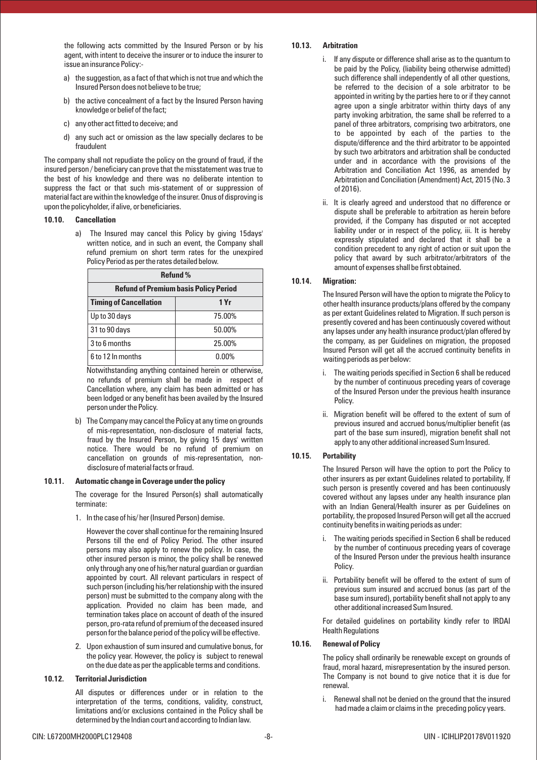the following acts committed by the Insured Person or by his agent, with intent to deceive the insurer or to induce the insurer to issue an insurance Policy:-

a) the suggestion, as a fact of that which is not true and which the Insured Person does not believe to be true;

b) the active concealment of a fact by the Insured Person having knowledge or belief of the fact;

c) any other act fitted to deceive; and

d) any such act or omission as the law specially declares to be fraudulent

The company shall not repudiate the policy on the ground of fraud, if the insured person / beneficiary can prove that the misstatement was true to the best of his knowledge and there was no deliberate intention to suppress the fact or that such mis-statement of or suppression of material fact are within the knowledge of the insurer. Onus of disproving is upon the policyholder, if alive, or beneficiaries.

**10.10. Cancellation**

a) The Insured may cancel this Policy by giving 15days' written notice, and in such an event, the Company shall refund premium on short term rates for the unexpired Policy Period as per the rates detailed below.

| Refund % | |
|---|---|
| **Refund of Premium basis Policy Period** | |
| **Timing of Cancellation** | **1 Yr** |
| Up to 30 days | 75.00% |
| 31 to 90 days | 50.00% |
| 3 to 6 months | 25.00% |
| 6 to 12 In months | 0.00% |

Notwithstanding anything contained herein or otherwise, no refunds of premium shall be made in respect of Cancellation where, any claim has been admitted or has been lodged or any benefit has been availed by the Insured person under the Policy.

b) The Company may cancel the Policy at any time on grounds of mis-representation, non-disclosure of material facts, fraud by the Insured Person, by giving 15 days' written notice. There would be no refund of premium on cancellation on grounds of mis-representation, non-disclosure of material facts or fraud.

**10.11. Automatic change in Coverage under the policy**

The coverage for the Insured Person(s) shall automatically terminate:

1. In the case of his/ her (Insured Person) demise.

   However the cover shall continue for the remaining Insured Persons till the end of Policy Period. The other insured persons may also apply to renew the policy. In case, the other insured person is minor, the policy shall be renewed only through any one of his/her natural guardian or guardian appointed by court. All relevant particulars in respect of such person (including his/her relationship with the insured person) must be submitted to the company along with the application. Provided no claim has been made, and termination takes place on account of death of the insured person, pro-rata refund of premium of the deceased insured person for the balance period of the policy will be effective.

2. Upon exhaustion of sum insured and cumulative bonus, for the policy year. However, the policy is subject to renewal on the due date as per the applicable terms and conditions.

**10.12. Territorial Jurisdiction**

All disputes or differences under or in relation to the interpretation of the terms, conditions, validity, construct, limitations and/or exclusions contained in the Policy shall be determined by the Indian court and according to Indian law.

**10.13. Arbitration**

i. If any dispute or difference shall arise as to the quantum to be paid by the Policy, (liability being otherwise admitted) such difference shall independently of all other questions, be referred to the decision of a sole arbitrator to be appointed in writing by the parties here to or if they cannot agree upon a single arbitrator within thirty days of any party invoking arbitration, the same shall be referred to a panel of three arbitrators, comprising two arbitrators, one to be appointed by each of the parties to the dispute/difference and the third arbitrator to be appointed by such two arbitrators and arbitration shall be conducted under and in accordance with the provisions of the Arbitration and Conciliation Act 1996, as amended by Arbitration and Conciliation (Amendment) Act, 2015 (No. 3 of 2016).

ii. It is clearly agreed and understood that no difference or dispute shall be preferable to arbitration as herein before provided, if the Company has disputed or not accepted liability under or in respect of the policy, iii. It is hereby expressly stipulated and declared that it shall be a condition precedent to any right of action or suit upon the policy that award by such arbitrator/arbitrators of the amount of expenses shall be first obtained.

**10.14. Migration:**

The Insured Person will have the option to migrate the Policy to other health insurance products/plans offered by the company as per extant Guidelines related to Migration. If such person is presently covered and has been continuously covered without any lapses under any health insurance product/plan offered by the company, as per Guidelines on migration, the proposed Insured Person will get all the accrued continuity benefits in waiting periods as per below:

i. The waiting periods specified in Section 6 shall be reduced by the number of continuous preceding years of coverage of the Insured Person under the previous health insurance Policy.

ii. Migration benefit will be offered to the extent of sum of previous insured and accrued bonus/multiplier benefit (as part of the base sum insured), migration benefit shall not apply to any other additional increased Sum Insured.

**10.15. Portability**

The Insured Person will have the option to port the Policy to other insurers as per extant Guidelines related to portability, If such person is presently covered and has been continuously covered without any lapses under any health insurance plan with an Indian General/Health insurer as per Guidelines on portability, the proposed Insured Person will get all the accrued continuity benefits in waiting periods as under:

i. The waiting periods specified in Section 6 shall be reduced by the number of continuous preceding years of coverage of the Insured Person under the previous health insurance Policy.

ii. Portability benefit will be offered to the extent of sum of previous sum insured and accrued bonus (as part of the base sum insured), portability benefit shall not apply to any other additional increased Sum Insured.

For detailed guidelines on portability kindly refer to IRDAI Health Regulations

**10.16. Renewal of Policy**

The policy shall ordinarily be renewable except on grounds of fraud, moral hazard, misrepresentation by the insured person. The Company is not bound to give notice that it is due for renewal.

i. Renewal shall not be denied on the ground that the insured had made a claim or claims in the preceding policy years.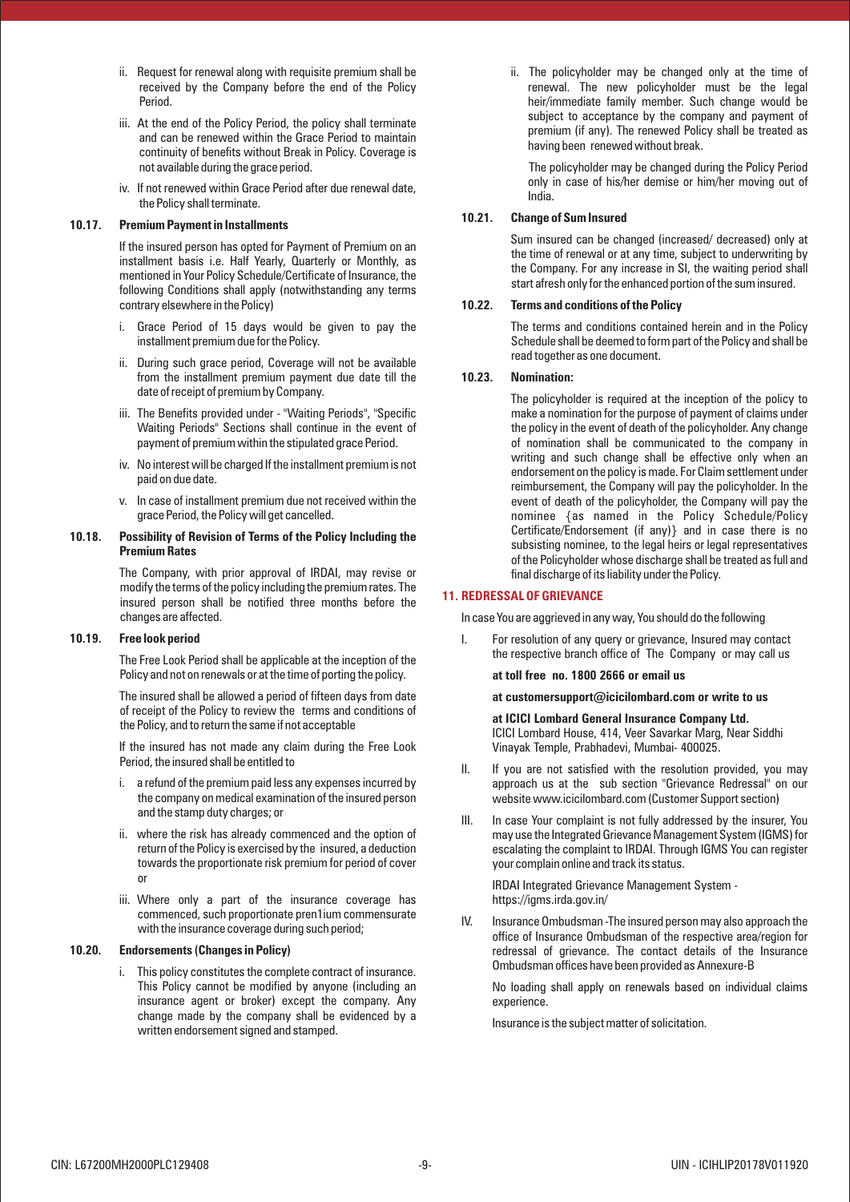ii. Request for renewal along with requisite premium shall be received by the Company before the end of the Policy Period.

iii. At the end of the Policy Period, the policy shall terminate and can be renewed within the Grace Period to maintain continuity of benefits without Break in Policy. Coverage is not available during the grace period.

iv. If not renewed within Grace Period after due renewal date, the Policy shall terminate.

### 10.17. Premium Payment in Installments

If the insured person has opted for Payment of Premium on an installment basis i.e. Half Yearly, Quarterly or Monthly, as mentioned in Your Policy Schedule/Certificate of Insurance, the following Conditions shall apply (notwithstanding any terms contrary elsewhere in the Policy)

i. Grace Period of 15 days would be given to pay the installment premium due for the Policy.

ii. During such grace period, Coverage will not be available from the installment premium payment due date till the date of receipt of premium by Company.

iii. The Benefits provided under - "Waiting Periods", "Specific Waiting Periods" Sections shall continue in the event of payment of premium within the stipulated grace Period.

iv. No interest will be charged If the installment premium is not paid on due date.

v. In case of installment premium due not received within the grace Period, the Policy will get cancelled.

### 10.18. Possibility of Revision of Terms of the Policy Including the Premium Rates

The Company, with prior approval of IRDAI, may revise or modify the terms of the policy including the premium rates. The insured person shall be notified three months before the changes are affected.

### 10.19. Free look period

The Free Look Period shall be applicable at the inception of the Policy and not on renewals or at the time of porting the policy.

The insured shall be allowed a period of fifteen days from date of receipt of the Policy to review the terms and conditions of the Policy, and to return the same if not acceptable

If the insured has not made any claim during the Free Look Period, the insured shall be entitled to

i. a refund of the premium paid less any expenses incurred by the company on medical examination of the insured person and the stamp duty charges; or

ii. where the risk has already commenced and the option of return of the Policy is exercised by the insured, a deduction towards the proportionate risk premium for period of cover or

iii. Where only a part of the insurance coverage has commenced, such proportionate pren1ium commensurate with the insurance coverage during such period;

### 10.20. Endorsements (Changes in Policy)

i. This policy constitutes the complete contract of insurance. This Policy cannot be modified by anyone (including an insurance agent or broker) except the company. Any change made by the company shall be evidenced by a written endorsement signed and stamped.

ii. The policyholder may be changed only at the time of renewal. The new policyholder must be the legal heir/immediate family member. Such change would be subject to acceptance by the company and payment of premium (if any). The renewed Policy shall be treated as having been renewed without break.

The policyholder may be changed during the Policy Period only in case of his/her demise or him/her moving out of India.

### 10.21. Change of Sum Insured

Sum insured can be changed (increased/ decreased) only at the time of renewal or at any time, subject to underwriting by the Company. For any increase in SI, the waiting period shall start afresh only for the enhanced portion of the sum insured.

### 10.22. Terms and conditions of the Policy

The terms and conditions contained herein and in the Policy Schedule shall be deemed to form part of the Policy and shall be read together as one document.

### 10.23. Nomination:

The policyholder is required at the inception of the policy to make a nomination for the purpose of payment of claims under the policy in the event of death of the policyholder. Any change of nomination shall be communicated to the company in writing and such change shall be effective only when an endorsement on the policy is made. For Claim settlement under reimbursement, the Company will pay the policyholder. In the event of death of the policyholder, the Company will pay the nominee {as named in the Policy Schedule/Policy Certificate/Endorsement (if any)} and in case there is no subsisting nominee, to the legal heirs or legal representatives of the Policyholder whose discharge shall be treated as full and final discharge of its liability under the Policy.

## 11. REDRESSAL OF GRIEVANCE

In case You are aggrieved in any way, You should do the following

I. For resolution of any query or grievance, Insured may contact the respective branch office of The Company or may call us

**at toll free no. 1800 2666 or email us**

**at customersupport@icicilombard.com or write to us**

**at ICICI Lombard General Insurance Company Ltd.**
ICICI Lombard House, 414, Veer Savarkar Marg, Near Siddhi Vinayak Temple, Prabhadevi, Mumbai- 400025.

II. If you are not satisfied with the resolution provided, you may approach us at the sub section "Grievance Redressal" on our website www.icicilombard.com (Customer Support section)

III. In case Your complaint is not fully addressed by the insurer, You may use the Integrated Grievance Management System (IGMS) for escalating the complaint to IRDAI. Through IGMS You can register your complain online and track its status.

IRDAI Integrated Grievance Management System - https://igms.irda.gov.in/

IV. Insurance Ombudsman -The insured person may also approach the office of Insurance Ombudsman of the respective area/region for redressal of grievance. The contact details of the Insurance Ombudsman offices have been provided as Annexure-B

No loading shall apply on renewals based on individual claims experience.

Insurance is the subject matter of solicitation.

CIN: L67200MH2000PLC129408 UIN - ICIHLIP20178V011920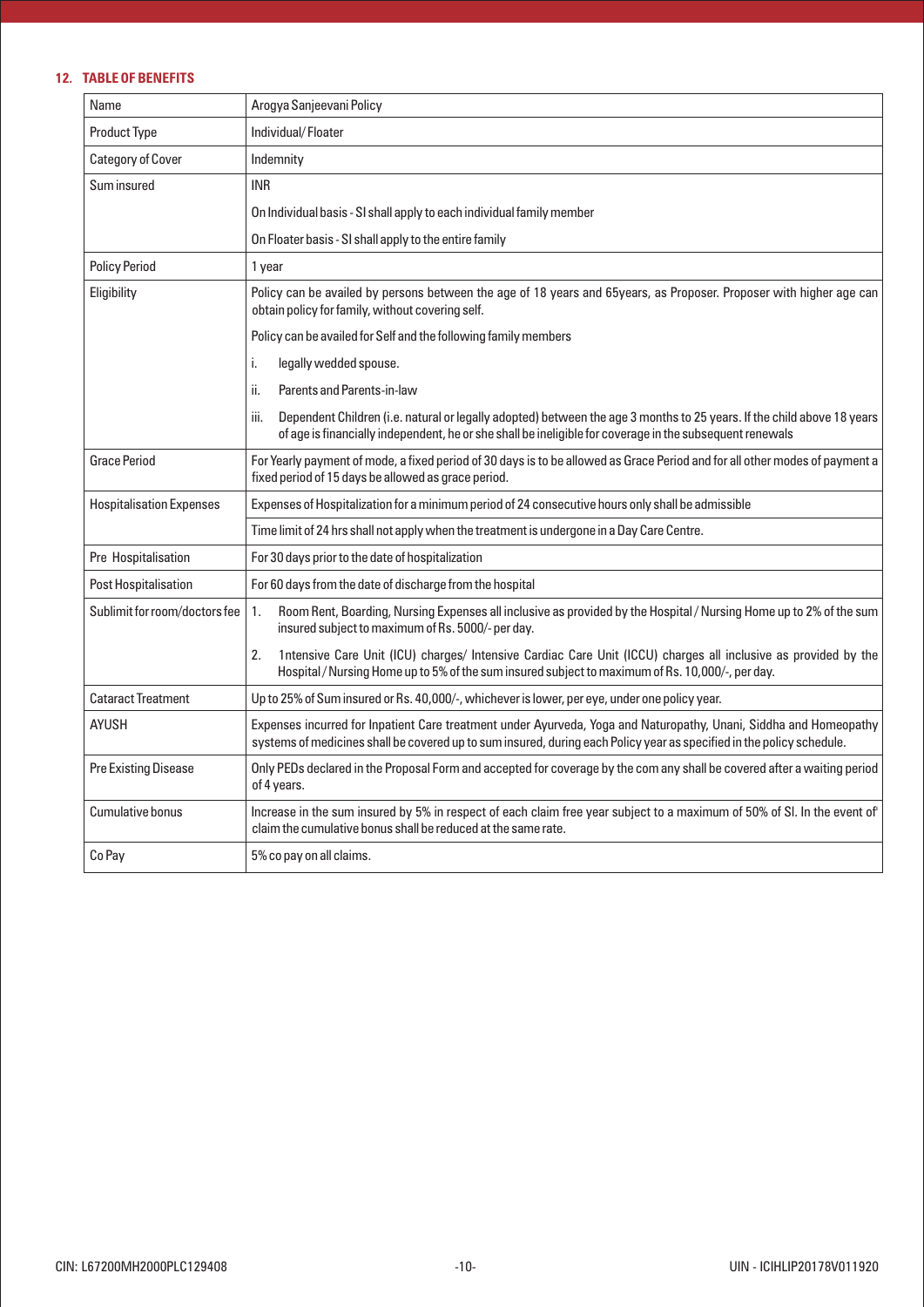## 12. TABLE OF BENEFITS

| Name | Arogya Sanjeevani Policy |
|---|---|
| Product Type | Individual/ Floater |
| Category of Cover | Indemnity |
| Sum insured | INR<br>On Individual basis - SI shall apply to each individual family member<br>On Floater basis - SI shall apply to the entire family |
| Policy Period | 1 year |
| Eligibility | Policy can be availed by persons between the age of 18 years and 65years, as Proposer. Proposer with higher age can obtain policy for family, without covering self.<br>Policy can be availed for Self and the following family members<br>i. legally wedded spouse.<br>ii. Parents and Parents-in-law<br>iii. Dependent Children (i.e. natural or legally adopted) between the age 3 months to 25 years. If the child above 18 years of age is financially independent, he or she shall be ineligible for coverage in the subsequent renewals |
| Grace Period | For Yearly payment of mode, a fixed period of 30 days is to be allowed as Grace Period and for all other modes of payment a fixed period of 15 days be allowed as grace period. |
| Hospitalisation Expenses | Expenses of Hospitalization for a minimum period of 24 consecutive hours only shall be admissible<br>Time limit of 24 hrs shall not apply when the treatment is undergone in a Day Care Centre. |
| Pre Hospitalisation | For 30 days prior to the date of hospitalization |
| Post Hospitalisation | For 60 days from the date of discharge from the hospital |
| Sublimit for room/doctors fee | 1. Room Rent, Boarding, Nursing Expenses all inclusive as provided by the Hospital / Nursing Home up to 2% of the sum insured subject to maximum of Rs. 5000/- per day.<br>2. 1ntensive Care Unit (ICU) charges/ Intensive Cardiac Care Unit (ICCU) charges all inclusive as provided by the Hospital / Nursing Home up to 5% of the sum insured subject to maximum of Rs. 10,000/-, per day. |
| Cataract Treatment | Up to 25% of Sum insured or Rs. 40,000/-, whichever is lower, per eye, under one policy year. |
| AYUSH | Expenses incurred for Inpatient Care treatment under Ayurveda, Yoga and Naturopathy, Unani, Siddha and Homeopathy systems of medicines shall be covered up to sum insured, during each Policy year as specified in the policy schedule. |
| Pre Existing Disease | Only PEDs declared in the Proposal Form and accepted for coverage by the com any shall be covered after a waiting period of 4 years. |
| Cumulative bonus | Increase in the sum insured by 5% in respect of each claim free year subject to a maximum of 50% of SI. In the event of claim the cumulative bonus shall be reduced at the same rate. |
| Co Pay | 5% co pay on all claims. |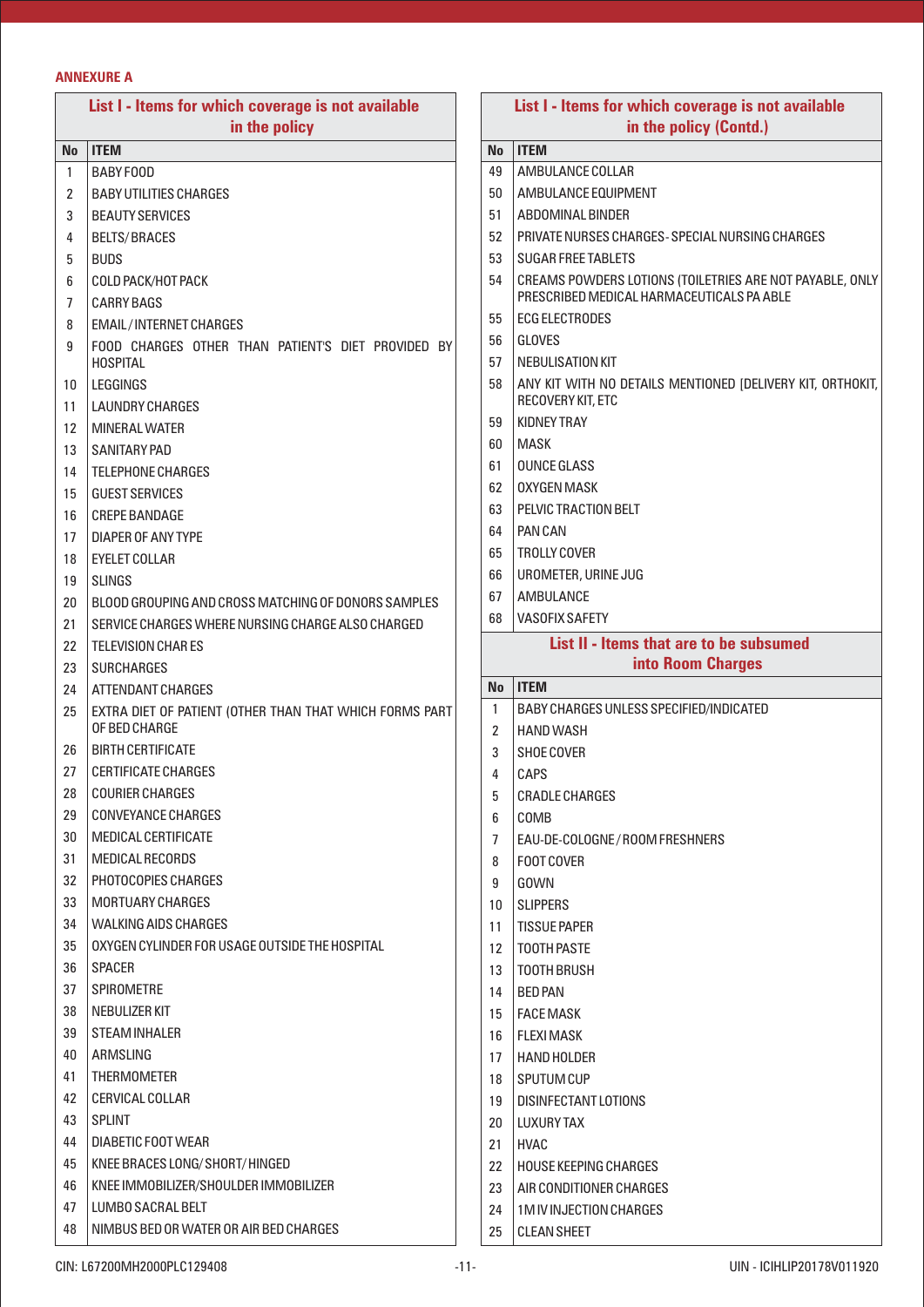**ANNEXURE A**

| List I - Items for which coverage is not available in the policy | |
|---|---|
| **No** | **ITEM** |
| 1 | BABY FOOD |
| 2 | BABY UTILITIES CHARGES |
| 3 | BEAUTY SERVICES |
| 4 | BELTS/ BRACES |
| 5 | BUDS |
| 6 | COLD PACK/HOT PACK |
| 7 | CARRY BAGS |
| 8 | EMAIL / INTERNET CHARGES |
| 9 | FOOD CHARGES OTHER THAN PATIENT'S DIET PROVIDED BY HOSPITAL |
| 10 | LEGGINGS |
| 11 | LAUNDRY CHARGES |
| 12 | MINERAL WATER |
| 13 | SANITARY PAD |
| 14 | TELEPHONE CHARGES |
| 15 | GUEST SERVICES |
| 16 | CREPE BANDAGE |
| 17 | DIAPER OF ANY TYPE |
| 18 | EYELET COLLAR |
| 19 | SLINGS |
| 20 | BLOOD GROUPING AND CROSS MATCHING OF DONORS SAMPLES |
| 21 | SERVICE CHARGES WHERE NURSING CHARGE ALSO CHARGED |
| 22 | TELEVISION CHAR ES |
| 23 | SURCHARGES |
| 24 | ATTENDANT CHARGES |
| 25 | EXTRA DIET OF PATIENT (OTHER THAN THAT WHICH FORMS PART OF BED CHARGE |
| 26 | BIRTH CERTIFICATE |
| 27 | CERTIFICATE CHARGES |
| 28 | COURIER CHARGES |
| 29 | CONVEYANCE CHARGES |
| 30 | MEDICAL CERTIFICATE |
| 31 | MEDICAL RECORDS |
| 32 | PHOTOCOPIES CHARGES |
| 33 | MORTUARY CHARGES |
| 34 | WALKING AIDS CHARGES |
| 35 | OXYGEN CYLINDER FOR USAGE OUTSIDE THE HOSPITAL |
| 36 | SPACER |
| 37 | SPIROMETRE |
| 38 | NEBULIZER KIT |
| 39 | STEAM INHALER |
| 40 | ARMSLING |
| 41 | THERMOMETER |
| 42 | CERVICAL COLLAR |
| 43 | SPLINT |
| 44 | DIABETIC FOOT WEAR |
| 45 | KNEE BRACES LONG/ SHORT/ HINGED |
| 46 | KNEE IMMOBILIZER/SHOULDER IMMOBILIZER |
| 47 | LUMBO SACRAL BELT |
| 48 | NIMBUS BED OR WATER OR AIR BED CHARGES |
| 49 | AMBULANCE COLLAR |
| 50 | AMBULANCE EQUIPMENT |
| 51 | ABDOMINAL BINDER |
| 52 | PRIVATE NURSES CHARGES - SPECIAL NURSING CHARGES |
| 53 | SUGAR FREE TABLETS |
| 54 | CREAMS POWDERS LOTIONS (TOILETRIES ARE NOT PAYABLE, ONLY PRESCRIBED MEDICAL HARMACEUTICALS PA ABLE |
| 55 | ECG ELECTRODES |
| 56 | GLOVES |
| 57 | NEBULISATION KIT |
| 58 | ANY KIT WITH NO DETAILS MENTIONED [DELIVERY KIT, ORTHOKIT, RECOVERY KIT, ETC |
| 59 | KIDNEY TRAY |
| 60 | MASK |
| 61 | OUNCE GLASS |
| 62 | OXYGEN MASK |
| 63 | PELVIC TRACTION BELT |
| 64 | PAN CAN |
| 65 | TROLLY COVER |
| 66 | UROMETER, URINE JUG |
| 67 | AMBULANCE |
| 68 | VASOFIX SAFETY |

| List II - Items that are to be subsumed into Room Charges | |
|---|---|
| **No** | **ITEM** |
| 1 | BABY CHARGES UNLESS SPECIFIED/INDICATED |
| 2 | HAND WASH |
| 3 | SHOE COVER |
| 4 | CAPS |
| 5 | CRADLE CHARGES |
| 6 | COMB |
| 7 | EAU-DE-COLOGNE / ROOM FRESHNERS |
| 8 | FOOT COVER |
| 9 | GOWN |
| 10 | SLIPPERS |
| 11 | TISSUE PAPER |
| 12 | TOOTH PASTE |
| 13 | TOOTH BRUSH |
| 14 | BED PAN |
| 15 | FACE MASK |
| 16 | FLEXI MASK |
| 17 | HAND HOLDER |
| 18 | SPUTUM CUP |
| 19 | DISINFECTANT LOTIONS |
| 20 | LUXURY TAX |
| 21 | HVAC |
| 22 | HOUSE KEEPING CHARGES |
| 23 | AIR CONDITIONER CHARGES |
| 24 | 1M IV INJECTION CHARGES |
| 25 | CLEAN SHEET |

CIN: L67200MH2000PLC129408 UIN - ICIHLIP20178V011920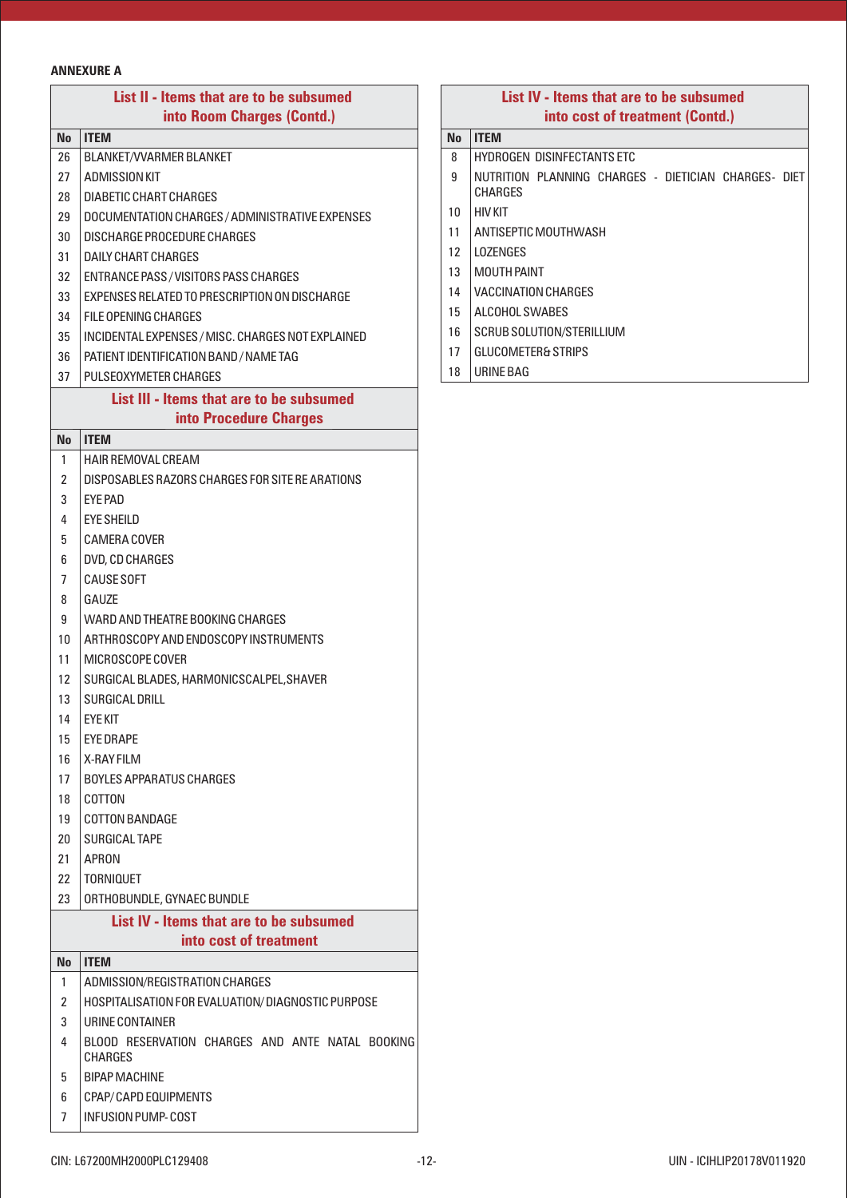**ANNEXURE A**

**List II - Items that are to be subsumed into Room Charges (Contd.)**

| No | ITEM |
|---|---|
| 26 | BLANKET/VVARMER BLANKET |
| 27 | ADMISSION KIT |
| 28 | DIABETIC CHART CHARGES |
| 29 | DOCUMENTATION CHARGES / ADMINISTRATIVE EXPENSES |
| 30 | DISCHARGE PROCEDURE CHARGES |
| 31 | DAILY CHART CHARGES |
| 32 | ENTRANCE PASS / VISITORS PASS CHARGES |
| 33 | EXPENSES RELATED TO PRESCRIPTION ON DISCHARGE |
| 34 | FILE OPENING CHARGES |
| 35 | INCIDENTAL EXPENSES / MISC. CHARGES NOT EXPLAINED |
| 36 | PATIENT IDENTIFICATION BAND / NAME TAG |
| 37 | PULSEOXYMETER CHARGES |

**List III - Items that are to be subsumed into Procedure Charges**

| No | ITEM |
|---|---|
| 1 | HAIR REMOVAL CREAM |
| 2 | DISPOSABLES RAZORS CHARGES FOR SITE RE ARATIONS |
| 3 | EYE PAD |
| 4 | EYE SHEILD |
| 5 | CAMERA COVER |
| 6 | DVD, CD CHARGES |
| 7 | CAUSE SOFT |
| 8 | GAUZE |
| 9 | WARD AND THEATRE BOOKING CHARGES |
| 10 | ARTHROSCOPY AND ENDOSCOPY INSTRUMENTS |
| 11 | MICROSCOPE COVER |
| 12 | SURGICAL BLADES, HARMONICSCALPEL,SHAVER |
| 13 | SURGICAL DRILL |
| 14 | EYE KIT |
| 15 | EYE DRAPE |
| 16 | X-RAY FILM |
| 17 | BOYLES APPARATUS CHARGES |
| 18 | COTTON |
| 19 | COTTON BANDAGE |
| 20 | SURGICAL TAPE |
| 21 | APRON |
| 22 | TORNIQUET |
| 23 | ORTHOBUNDLE, GYNAEC BUNDLE |

**List IV - Items that are to be subsumed into cost of treatment**

| No | ITEM |
|---|---|
| 1 | ADMISSION/REGISTRATION CHARGES |
| 2 | HOSPITALISATION FOR EVALUATION/ DIAGNOSTIC PURPOSE |
| 3 | URINE CONTAINER |
| 4 | BLOOD RESERVATION CHARGES AND ANTE NATAL BOOKING CHARGES |
| 5 | BIPAP MACHINE |
| 6 | CPAP/ CAPD EQUIPMENTS |
| 7 | INFUSION PUMP- COST |

**List IV - Items that are to be subsumed into cost of treatment (Contd.)**

| No | ITEM |
|---|---|
| 8 | HYDROGEN DISINFECTANTS ETC |
| 9 | NUTRITION PLANNING CHARGES - DIETICIAN CHARGES- DIET CHARGES |
| 10 | HIV KIT |
| 11 | ANTISEPTIC MOUTHWASH |
| 12 | LOZENGES |
| 13 | MOUTH PAINT |
| 14 | VACCINATION CHARGES |
| 15 | ALCOHOL SWABES |
| 16 | SCRUB SOLUTION/STERILLIUM |
| 17 | GLUCOMETER& STRIPS |
| 18 | URINE BAG |

CIN: L67200MH2000PLC129408 UIN - ICIHLIP20178V011920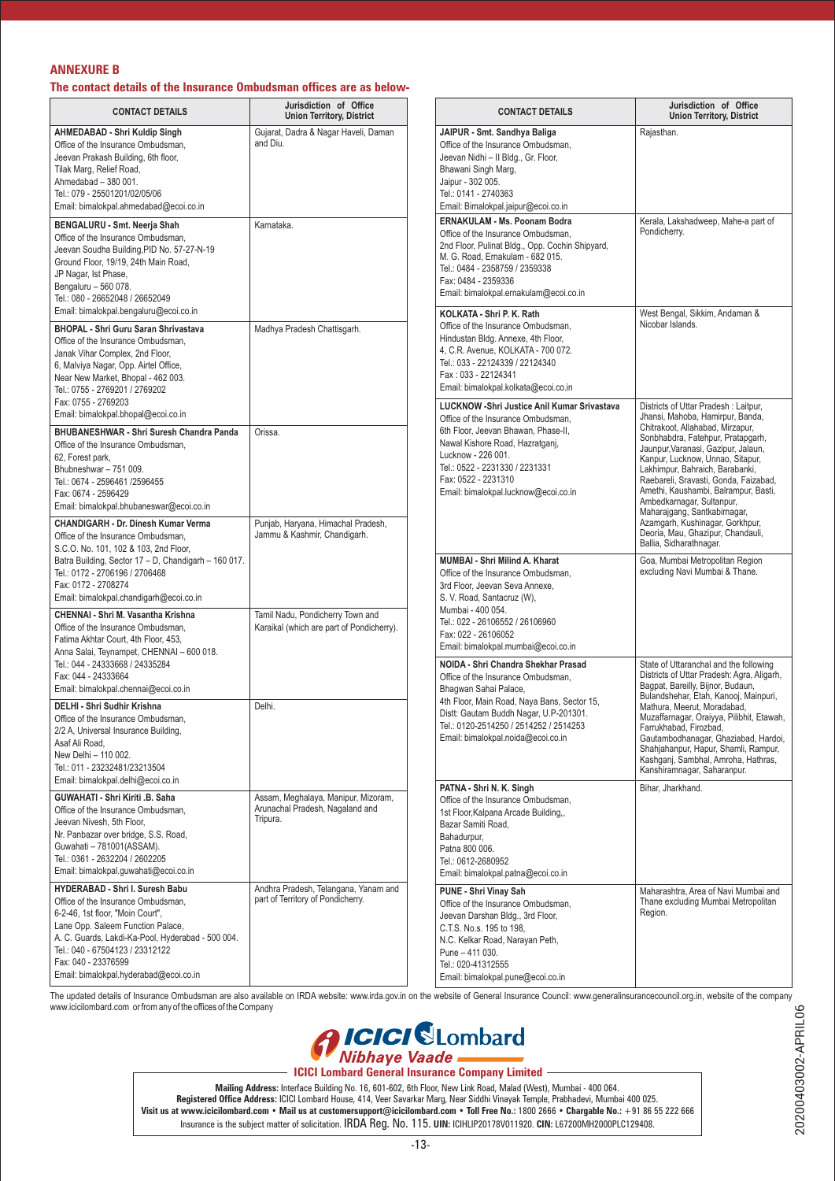## ANNEXURE B

### The contact details of the Insurance Ombudsman offices are as below-

| CONTACT DETAILS | Jurisdiction of Office Union Territory, District |
|---|---|
| **AHMEDABAD - Shri Kuldip Singh** Office of the Insurance Ombudsman, Jeevan Prakash Building, 6th floor, Tilak Marg, Relief Road, Ahmedabad – 380 001. Tel.: 079 - 25501201/02/05/06 Email: bimalokpal.ahmedabad@ecoi.co.in | Gujarat, Dadra & Nagar Haveli, Daman and Diu. |
| **BENGALURU - Smt. Neerja Shah** Office of the Insurance Ombudsman, Jeevan Soudha Building,PID No. 57-27-N-19 Ground Floor, 19/19, 24th Main Road, JP Nagar, Ist Phase, Bengaluru – 560 078. Tel.: 080 - 26652048 / 26652049 Email: bimalokpal.bengaluru@ecoi.co.in | Karnataka. |
| **BHOPAL - Shri Guru Saran Shrivastava** Office of the Insurance Ombudsman, Janak Vihar Complex, 2nd Floor, 6, Malviya Nagar, Opp. Airtel Office, Near New Market, Bhopal - 462 003. Tel.: 0755 - 2769201 / 2769202 Fax: 0755 - 2769203 Email: bimalokpal.bhopal@ecoi.co.in | Madhya Pradesh Chattisgarh. |
| **BHUBANESHWAR - Shri Suresh Chandra Panda** Office of the Insurance Ombudsman, 62, Forest park, Bhubneshwar – 751 009. Tel.: 0674 - 2596461 /2596455 Fax: 0674 - 2596429 Email: bimalokpal.bhubaneswar@ecoi.co.in | Orissa. |
| **CHANDIGARH - Dr. Dinesh Kumar Verma** Office of the Insurance Ombudsman, S.C.O. No. 101, 102 & 103, 2nd Floor, Batra Building, Sector 17 – D, Chandigarh – 160 017. Tel.: 0172 - 2706196 / 2706468 Fax: 0172 - 2708274 Email: bimalokpal.chandigarh@ecoi.co.in | Punjab, Haryana, Himachal Pradesh, Jammu & Kashmir, Chandigarh. |
| **CHENNAI - Shri M. Vasantha Krishna** Office of the Insurance Ombudsman, Fatima Akhtar Court, 4th Floor, 453, Anna Salai, Teynampet, CHENNAI – 600 018. Tel.: 044 - 24333668 / 24335284 Fax: 044 - 24333664 Email: bimalokpal.chennai@ecoi.co.in | Tamil Nadu, Pondicherry Town and Karaikal (which are part of Pondicherry). |
| **DELHI - Shri Sudhir Krishna** Office of the Insurance Ombudsman, 2/2 A, Universal Insurance Building, Asaf Ali Road, New Delhi – 110 002. Tel.: 011 - 23232481/23213504 Email: bimalokpal.delhi@ecoi.co.in | Delhi. |
| **GUWAHATI - Shri Kiriti .B. Saha** Office of the Insurance Ombudsman, Jeevan Nivesh, 5th Floor, Nr. Panbazar over bridge, S.S. Road, Guwahati – 781001(ASSAM). Tel.: 0361 - 2632204 / 2602205 Email: bimalokpal.guwahati@ecoi.co.in | Assam, Meghalaya, Manipur, Mizoram, Arunachal Pradesh, Nagaland and Tripura. |
| **HYDERABAD - Shri I. Suresh Babu** Office of the Insurance Ombudsman, 6-2-46, 1st floor, "Moin Court", Lane Opp. Saleem Function Palace, A. C. Guards, Lakdi-Ka-Pool, Hyderabad - 500 004. Tel.: 040 - 67504123 / 23312122 Fax: 040 - 23376599 Email: bimalokpal.hyderabad@ecoi.co.in | Andhra Pradesh, Telangana, Yanam and part of Territory of Pondicherry. |
| **JAIPUR - Smt. Sandhya Baliga** Office of the Insurance Ombudsman, Jeevan Nidhi – II Bldg., Gr. Floor, Bhawani Singh Marg, Jaipur - 302 005. Tel.: 0141 - 2740363 Email: Bimalokpal.jaipur@ecoi.co.in | Rajasthan. |
| **ERNAKULAM - Ms. Poonam Bodra** Office of the Insurance Ombudsman, 2nd Floor, Pulinat Bldg., Opp. Cochin Shipyard, M. G. Road, Ernakulam - 682 015. Tel.: 0484 - 2358759 / 2359338 Fax: 0484 - 2359336 Email: bimalokpal.ernakulam@ecoi.co.in | Kerala, Lakshadweep, Mahe-a part of Pondicherry. |
| **KOLKATA - Shri P. K. Rath** Office of the Insurance Ombudsman, Hindustan Bldg. Annexe, 4th Floor, 4, C.R. Avenue, KOLKATA - 700 072. Tel.: 033 - 22124339 / 22124340 Fax : 033 - 22124341 Email: bimalokpal.kolkata@ecoi.co.in | West Bengal, Sikkim, Andaman & Nicobar Islands. |
| **LUCKNOW -Shri Justice Anil Kumar Srivastava** Office of the Insurance Ombudsman, 6th Floor, Jeevan Bhawan, Phase-II, Nawal Kishore Road, Hazratganj, Lucknow - 226 001. Tel.: 0522 - 2231330 / 2231331 Fax: 0522 - 2231310 Email: bimalokpal.lucknow@ecoi.co.in | Districts of Uttar Pradesh : Laitpur, Jhansi, Mahoba, Hamirpur, Banda, Chitrakoot, Allahabad, Mirzapur, Sonbhabdra, Fatehpur, Pratapgarh, Jaunpur,Varanasi, Gazipur, Jalaun, Kanpur, Lucknow, Unnao, Sitapur, Lakhimpur, Bahraich, Barabanki, Raebareli, Sravasti, Gonda, Faizabad, Amethi, Kaushambi, Balrampur, Basti, Ambedkarnagar, Sultanpur, Maharajgang, Santkabirnagar, Azamgarh, Kushinagar, Gorkhpur, Deoria, Mau, Ghazipur, Chandauli, Ballia, Sidharathnagar. |
| **MUMBAI - Shri Milind A. Kharat** Office of the Insurance Ombudsman, 3rd Floor, Jeevan Seva Annexe, S. V. Road, Santacruz (W), Mumbai - 400 054. Tel.: 022 - 26106552 / 26106960 Fax: 022 - 26106052 Email: bimalokpal.mumbai@ecoi.co.in | Goa, Mumbai Metropolitan Region excluding Navi Mumbai & Thane. |
| **NOIDA - Shri Chandra Shekhar Prasad** Office of the Insurance Ombudsman, Bhagwan Sahai Palace, 4th Floor, Main Road, Naya Bans, Sector 15, Distt: Gautam Buddh Nagar, U.P-201301. Tel.: 0120-2514250 / 2514252 / 2514253 Email: bimalokpal.noida@ecoi.co.in | State of Uttaranchal and the following Districts of Uttar Pradesh: Agra, Aligarh, Bagpat, Bareilly, Bijnor, Budaun, Bulandshehar, Etah, Kanooj, Mainpuri, Mathura, Meerut, Moradabad, Muzaffarnagar, Oraiyya, Pilibhit, Etawah, Farrukhabad, Firozbad, Gautambodhanagar, Ghaziabad, Hardoi, Shahjahanpur, Hapur, Shamli, Rampur, Kashganj, Sambhal, Amroha, Hathras, Kanshiramnagar, Saharanpur. |
| **PATNA - Shri N. K. Singh** Office of the Insurance Ombudsman, 1st Floor,Kalpana Arcade Building,, Bazar Samiti Road, Bahadurpur, Patna 800 006. Tel.: 0612-2680952 Email: bimalokpal.patna@ecoi.co.in | Bihar, Jharkhand. |
| **PUNE - Shri Vinay Sah** Office of the Insurance Ombudsman, Jeevan Darshan Bldg., 3rd Floor, C.T.S. No.s. 195 to 198, N.C. Kelkar Road, Narayan Peth, Pune – 411 030. Tel.: 020-41312555 Email: bimalokpal.pune@ecoi.co.in | Maharashtra, Area of Navi Mumbai and Thane excluding Mumbai Metropolitan Region. |

The updated details of Insurance Ombudsman are also available on IRDA website: www.irda.gov.in on the website of General Insurance Council: www.generalinsurancecouncil.org.in, website of the company www.icicilombard.com or from any of the offices of the Company

ICICI Lombard — Nibhaye Vaade

**ICICI Lombard General Insurance Company Limited**

**Mailing Address:** Interface Building No. 16, 601-602, 6th Floor, New Link Road, Malad (West), Mumbai - 400 064.
**Registered Office Address:** ICICI Lombard House, 414, Veer Savarkar Marg, Near Siddhi Vinayak Temple, Prabhadevi, Mumbai 400 025.
**Visit us at www.icicilombard.com • Mail us at customersupport@icicilombard.com • Toll Free No.:** 1800 2666 **• Chargable No.:** +91 86 55 222 666
Insurance is the subject matter of solicitation. IRDA Reg. No. 115. **UIN:** ICIHLIP20178V011920. **CIN:** L67200MH2000PLC129408.

20200403002-APRIL06